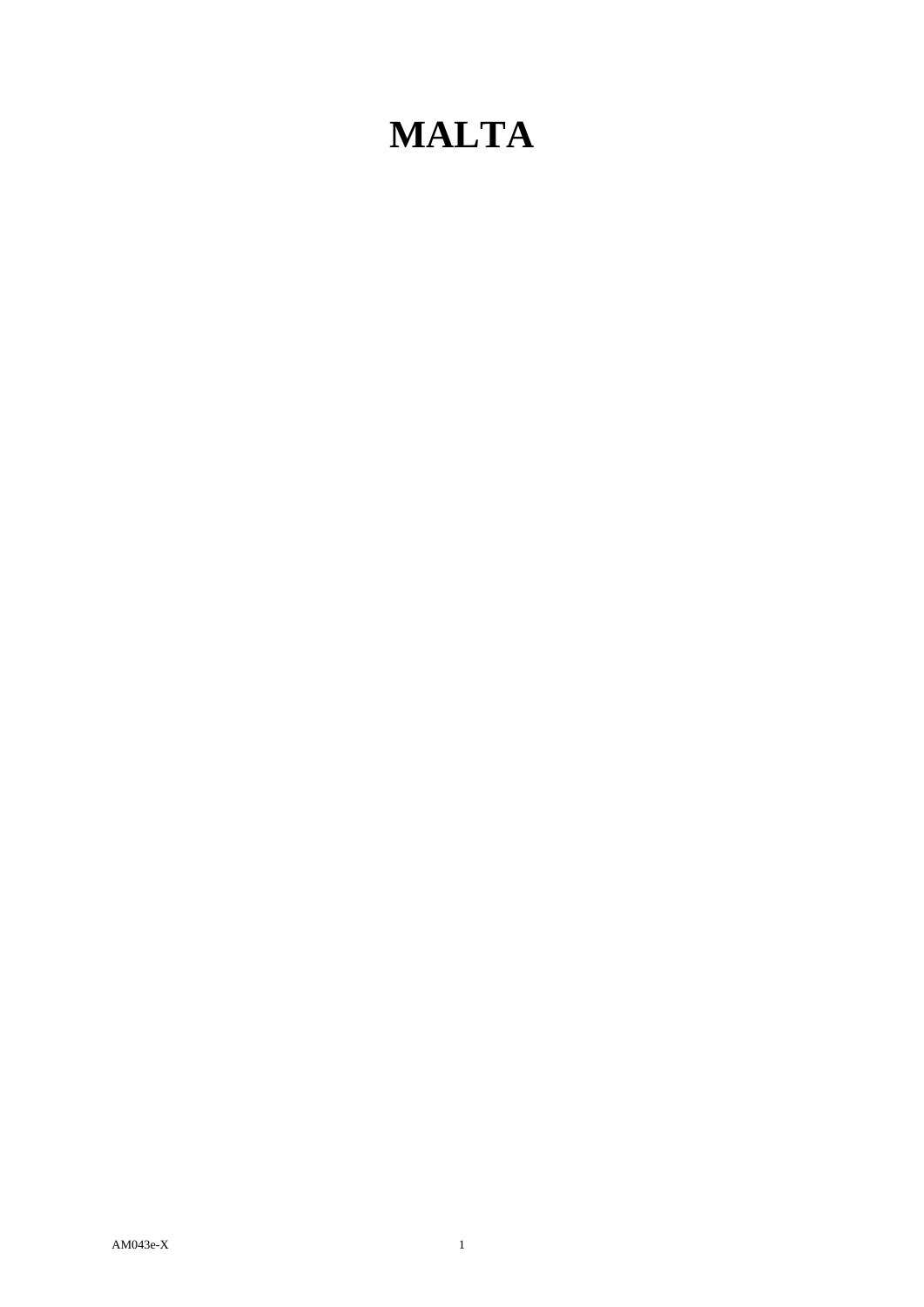# MALTA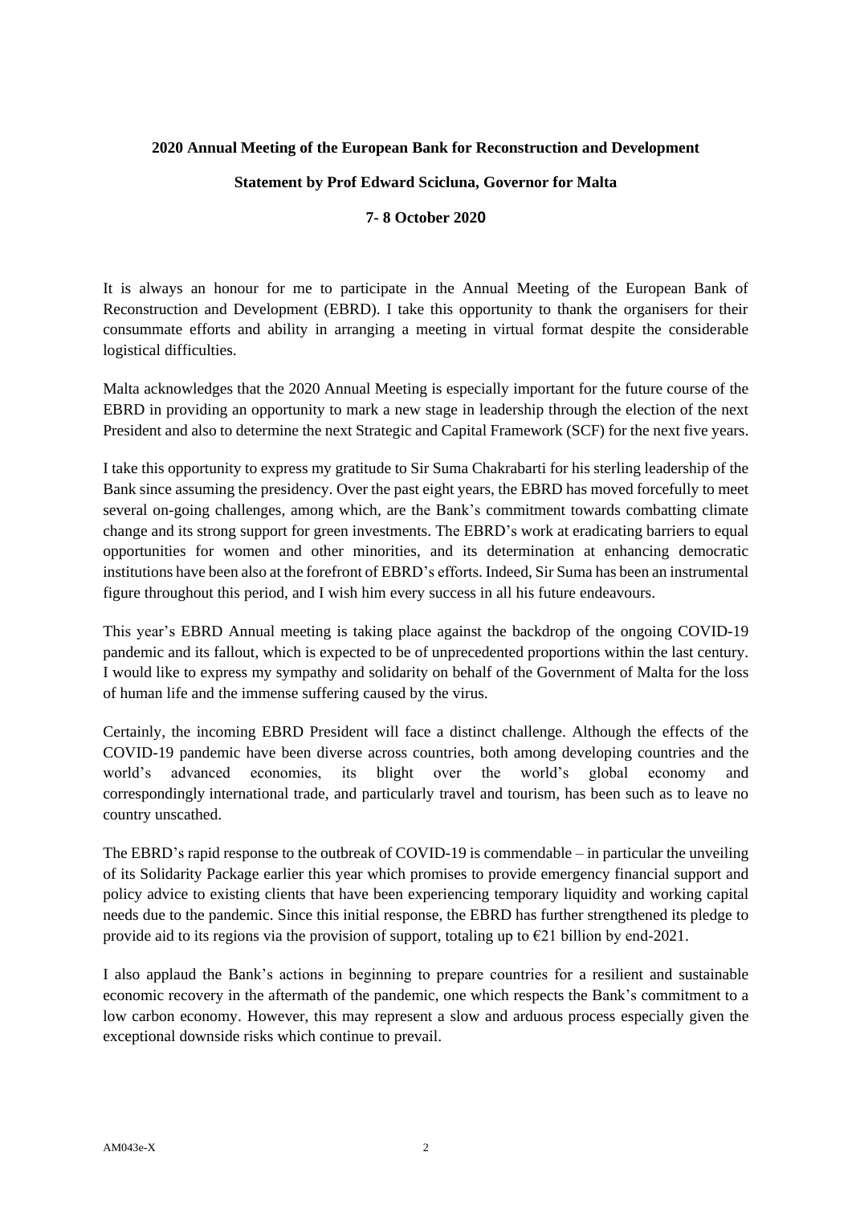**2020 Annual Meeting of the European Bank for Reconstruction and Development**

**Statement by Prof Edward Scicluna, Governor for Malta**

**7- 8 October 2020**

It is always an honour for me to participate in the Annual Meeting of the European Bank of Reconstruction and Development (EBRD). I take this opportunity to thank the organisers for their consummate efforts and ability in arranging a meeting in virtual format despite the considerable logistical difficulties.

Malta acknowledges that the 2020 Annual Meeting is especially important for the future course of the EBRD in providing an opportunity to mark a new stage in leadership through the election of the next President and also to determine the next Strategic and Capital Framework (SCF) for the next five years.

I take this opportunity to express my gratitude to Sir Suma Chakrabarti for his sterling leadership of the Bank since assuming the presidency. Over the past eight years, the EBRD has moved forcefully to meet several on-going challenges, among which, are the Bank's commitment towards combatting climate change and its strong support for green investments. The EBRD's work at eradicating barriers to equal opportunities for women and other minorities, and its determination at enhancing democratic institutions have been also at the forefront of EBRD's efforts. Indeed, Sir Suma has been an instrumental figure throughout this period, and I wish him every success in all his future endeavours.

This year's EBRD Annual meeting is taking place against the backdrop of the ongoing COVID-19 pandemic and its fallout, which is expected to be of unprecedented proportions within the last century. I would like to express my sympathy and solidarity on behalf of the Government of Malta for the loss of human life and the immense suffering caused by the virus.

Certainly, the incoming EBRD President will face a distinct challenge. Although the effects of the COVID-19 pandemic have been diverse across countries, both among developing countries and the world's advanced economies, its blight over the world's global economy and correspondingly international trade, and particularly travel and tourism, has been such as to leave no country unscathed.

The EBRD's rapid response to the outbreak of COVID-19 is commendable – in particular the unveiling of its Solidarity Package earlier this year which promises to provide emergency financial support and policy advice to existing clients that have been experiencing temporary liquidity and working capital needs due to the pandemic. Since this initial response, the EBRD has further strengthened its pledge to provide aid to its regions via the provision of support, totaling up to €21 billion by end-2021.

I also applaud the Bank's actions in beginning to prepare countries for a resilient and sustainable economic recovery in the aftermath of the pandemic, one which respects the Bank's commitment to a low carbon economy. However, this may represent a slow and arduous process especially given the exceptional downside risks which continue to prevail.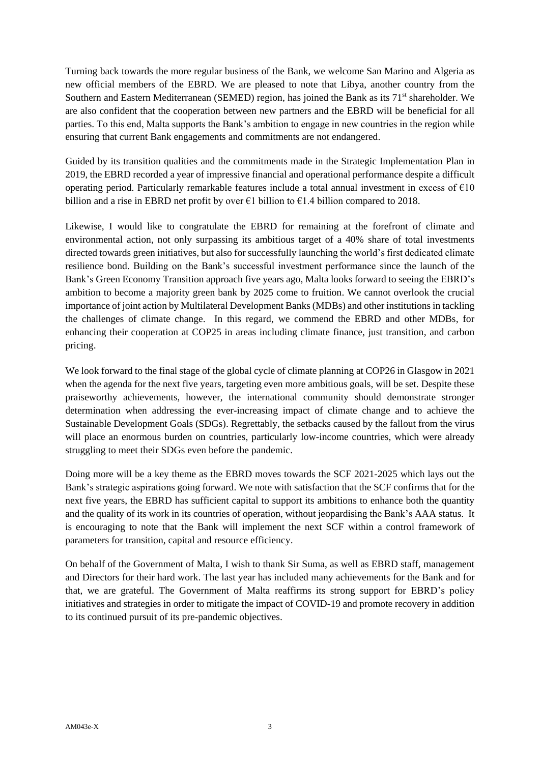Turning back towards the more regular business of the Bank, we welcome San Marino and Algeria as new official members of the EBRD. We are pleased to note that Libya, another country from the Southern and Eastern Mediterranean (SEMED) region, has joined the Bank as its 71st shareholder. We are also confident that the cooperation between new partners and the EBRD will be beneficial for all parties. To this end, Malta supports the Bank's ambition to engage in new countries in the region while ensuring that current Bank engagements and commitments are not endangered.

Guided by its transition qualities and the commitments made in the Strategic Implementation Plan in 2019, the EBRD recorded a year of impressive financial and operational performance despite a difficult operating period. Particularly remarkable features include a total annual investment in excess of €10 billion and a rise in EBRD net profit by over €1 billion to €1.4 billion compared to 2018.

Likewise, I would like to congratulate the EBRD for remaining at the forefront of climate and environmental action, not only surpassing its ambitious target of a 40% share of total investments directed towards green initiatives, but also for successfully launching the world's first dedicated climate resilience bond. Building on the Bank's successful investment performance since the launch of the Bank's Green Economy Transition approach five years ago, Malta looks forward to seeing the EBRD's ambition to become a majority green bank by 2025 come to fruition. We cannot overlook the crucial importance of joint action by Multilateral Development Banks (MDBs) and other institutions in tackling the challenges of climate change. In this regard, we commend the EBRD and other MDBs, for enhancing their cooperation at COP25 in areas including climate finance, just transition, and carbon pricing.

We look forward to the final stage of the global cycle of climate planning at COP26 in Glasgow in 2021 when the agenda for the next five years, targeting even more ambitious goals, will be set. Despite these praiseworthy achievements, however, the international community should demonstrate stronger determination when addressing the ever-increasing impact of climate change and to achieve the Sustainable Development Goals (SDGs). Regrettably, the setbacks caused by the fallout from the virus will place an enormous burden on countries, particularly low-income countries, which were already struggling to meet their SDGs even before the pandemic.

Doing more will be a key theme as the EBRD moves towards the SCF 2021-2025 which lays out the Bank's strategic aspirations going forward. We note with satisfaction that the SCF confirms that for the next five years, the EBRD has sufficient capital to support its ambitions to enhance both the quantity and the quality of its work in its countries of operation, without jeopardising the Bank's AAA status. It is encouraging to note that the Bank will implement the next SCF within a control framework of parameters for transition, capital and resource efficiency.

On behalf of the Government of Malta, I wish to thank Sir Suma, as well as EBRD staff, management and Directors for their hard work. The last year has included many achievements for the Bank and for that, we are grateful. The Government of Malta reaffirms its strong support for EBRD's policy initiatives and strategies in order to mitigate the impact of COVID-19 and promote recovery in addition to its continued pursuit of its pre-pandemic objectives.